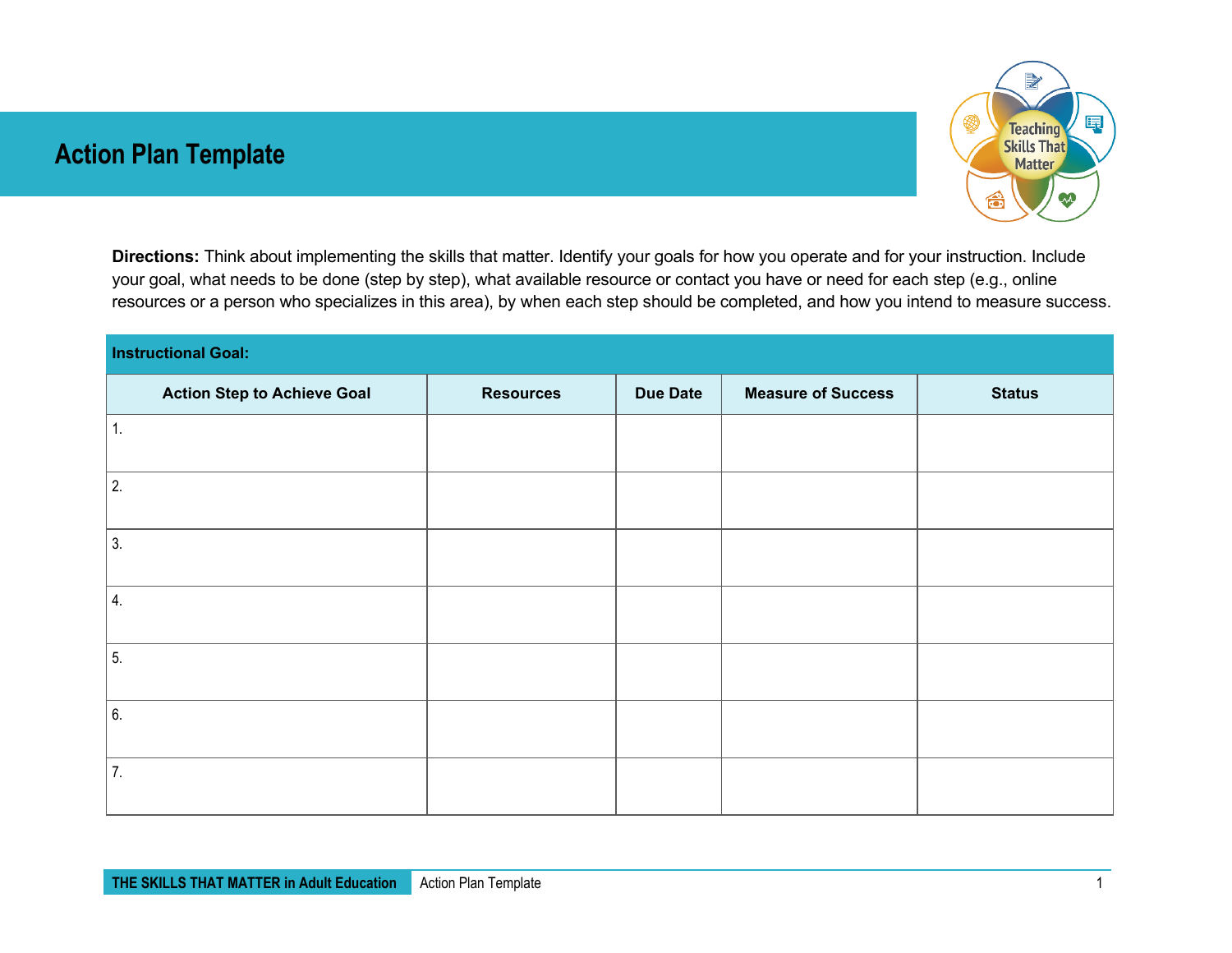# Action Plan Template

**Directions:** Think about implementing the skills that matter. Identify your goals for how you operate and for your instruction. Include your goal, what needs to be done (step by step), what available resource or contact you have or need for each step (e.g., online resources or a person who specializes in this area), by when each step should be completed, and how you intend to measure success.

**Instructional Goal:**

| Action Step to Achieve Goal | Resources | Due Date | Measure of Success | Status |
|---|---|---|---|---|
| 1. | | | | |
| 2. | | | | |
| 3. | | | | |
| 4. | | | | |
| 5. | | | | |
| 6. | | | | |
| 7. | | | | |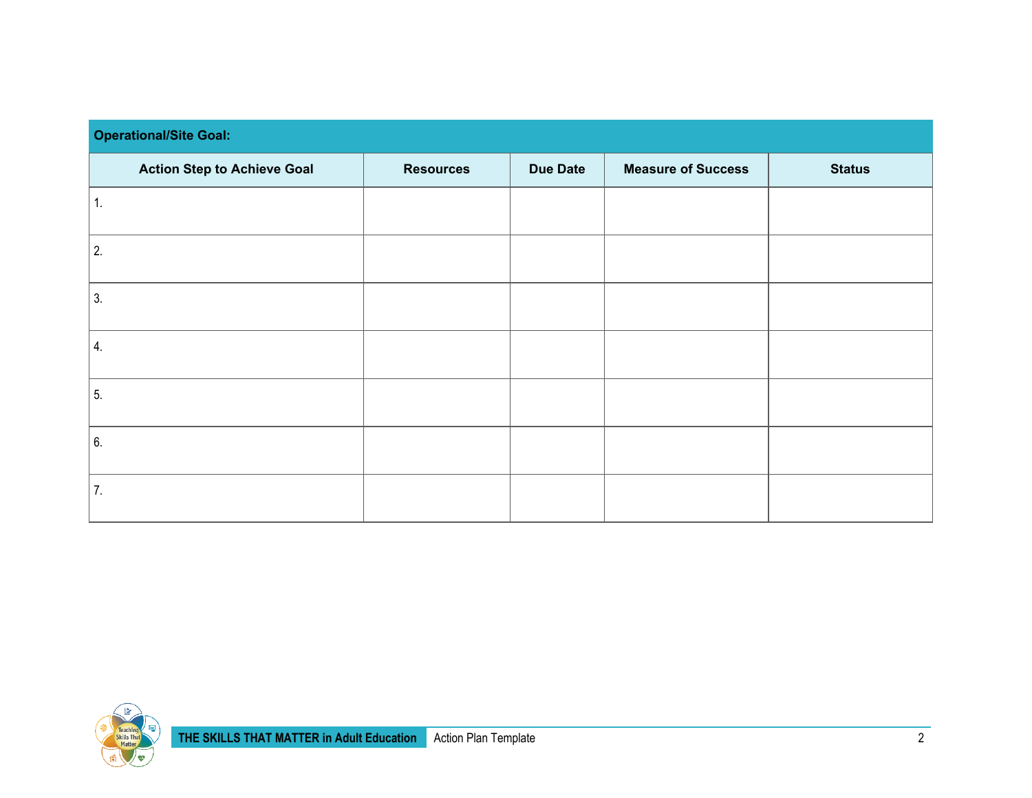| Operational/Site Goal: | | | | |
|---|---|---|---|---|
| **Action Step to Achieve Goal** | **Resources** | **Due Date** | **Measure of Success** | **Status** |
| 1. | | | | |
| 2. | | | | |
| 3. | | | | |
| 4. | | | | |
| 5. | | | | |
| 6. | | | | |
| 7. | | | | |